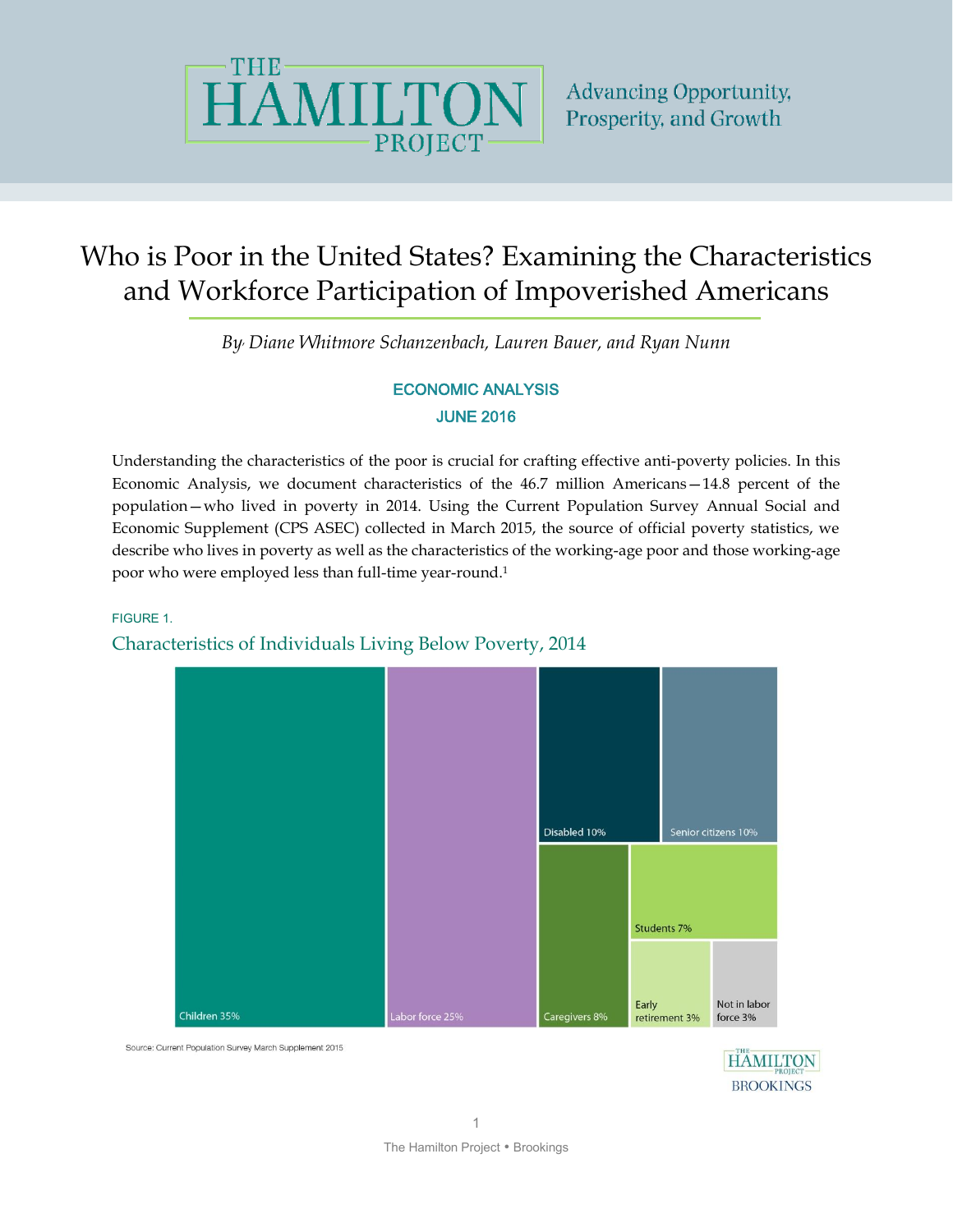# Who is Poor in the United States? Examining the Characteristics and Workforce Participation of Impoverished Americans

*By Diane Whitmore Schanzenbach, Lauren Bauer, and Ryan Nunn*

**ECONOMIC ANALYSIS**
**JUNE 2016**

Understanding the characteristics of the poor is crucial for crafting effective anti-poverty policies. In this Economic Analysis, we document characteristics of the 46.7 million Americans—14.8 percent of the population—who lived in poverty in 2014. Using the Current Population Survey Annual Social and Economic Supplement (CPS ASEC) collected in March 2015, the source of official poverty statistics, we describe who lives in poverty as well as the characteristics of the working-age poor and those working-age poor who were employed less than full-time year-round.[1]

FIGURE 1.

Characteristics of Individuals Living Below Poverty, 2014

Children 35%

Labor force 25%

Disabled 10%

Senior citizens 10%

Caregivers 8%

Students 7%

Early retirement 3%

Not in labor force 3%

Source: Current Population Survey March Supplement 2015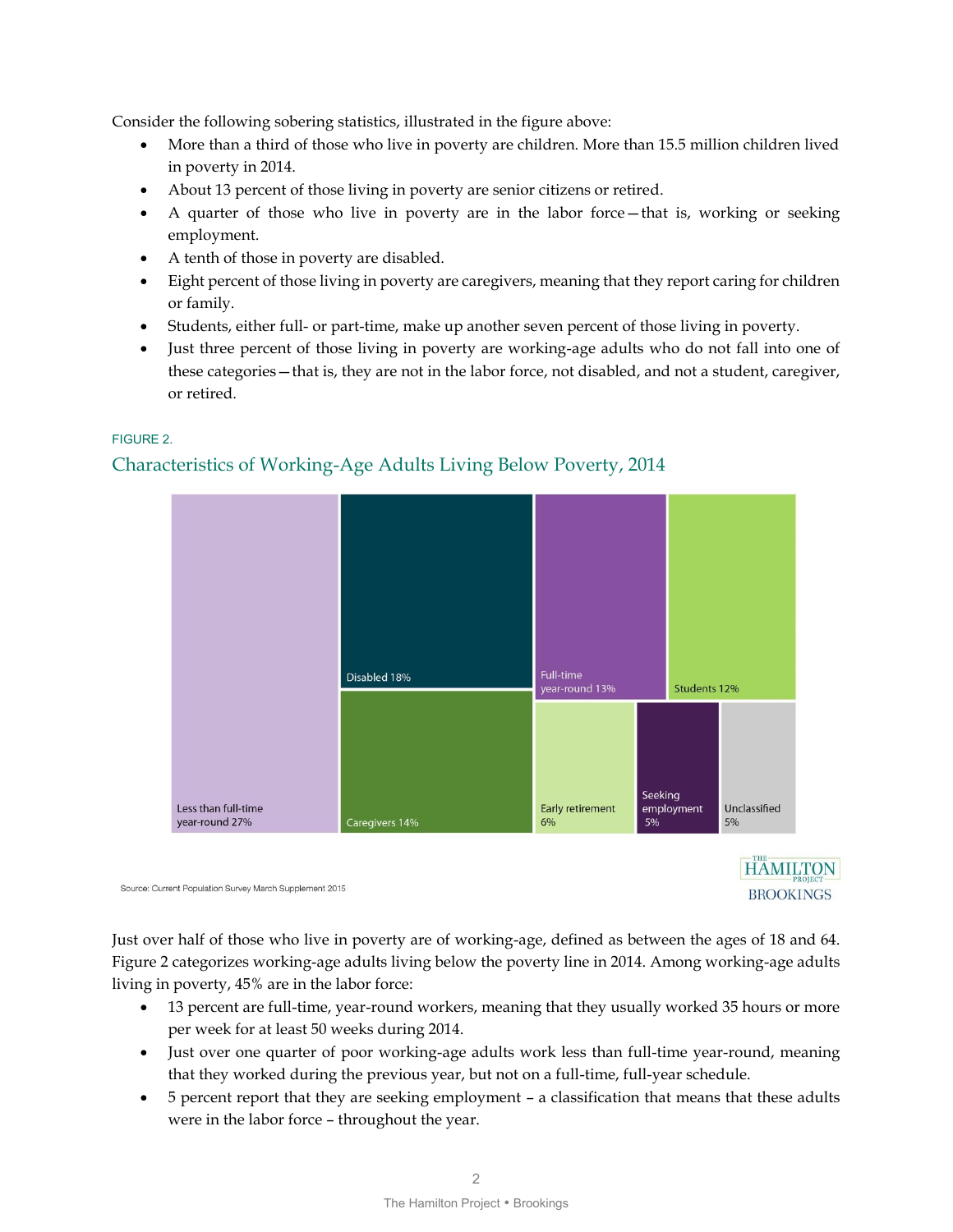Consider the following sobering statistics, illustrated in the figure above:

- More than a third of those who live in poverty are children. More than 15.5 million children lived in poverty in 2014.
- About 13 percent of those living in poverty are senior citizens or retired.
- A quarter of those who live in poverty are in the labor force—that is, working or seeking employment.
- A tenth of those in poverty are disabled.
- Eight percent of those living in poverty are caregivers, meaning that they report caring for children or family.
- Students, either full- or part-time, make up another seven percent of those living in poverty.
- Just three percent of those living in poverty are working-age adults who do not fall into one of these categories—that is, they are not in the labor force, not disabled, and not a student, caregiver, or retired.

FIGURE 2.

## Characteristics of Working-Age Adults Living Below Poverty, 2014

| Category | Share |
|---|---|
| Less than full-time year-round | 27% |
| Disabled | 18% |
| Caregivers | 14% |
| Full-time year-round | 13% |
| Students | 12% |
| Early retirement | 6% |
| Seeking employment | 5% |
| Unclassified | 5% |

Source: Current Population Survey March Supplement 2015

Just over half of those who live in poverty are of working-age, defined as between the ages of 18 and 64. Figure 2 categorizes working-age adults living below the poverty line in 2014. Among working-age adults living in poverty, 45% are in the labor force:

- 13 percent are full-time, year-round workers, meaning that they usually worked 35 hours or more per week for at least 50 weeks during 2014.
- Just over one quarter of poor working-age adults work less than full-time year-round, meaning that they worked during the previous year, but not on a full-time, full-year schedule.
- 5 percent report that they are seeking employment – a classification that means that these adults were in the labor force – throughout the year.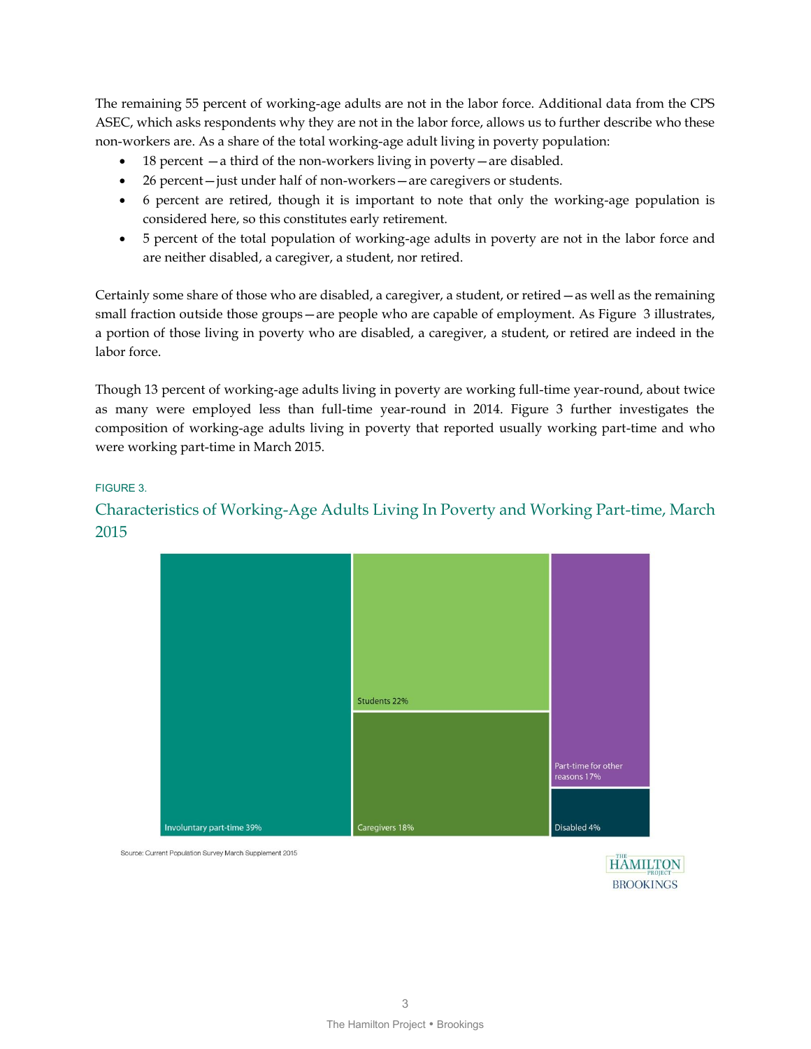The remaining 55 percent of working-age adults are not in the labor force. Additional data from the CPS ASEC, which asks respondents why they are not in the labor force, allows us to further describe who these non-workers are. As a share of the total working-age adult living in poverty population:

- 18 percent —a third of the non-workers living in poverty—are disabled.
- 26 percent—just under half of non-workers—are caregivers or students.
- 6 percent are retired, though it is important to note that only the working-age population is considered here, so this constitutes early retirement.
- 5 percent of the total population of working-age adults in poverty are not in the labor force and are neither disabled, a caregiver, a student, nor retired.

Certainly some share of those who are disabled, a caregiver, a student, or retired—as well as the remaining small fraction outside those groups—are people who are capable of employment. As Figure 3 illustrates, a portion of those living in poverty who are disabled, a caregiver, a student, or retired are indeed in the labor force.

Though 13 percent of working-age adults living in poverty are working full-time year-round, about twice as many were employed less than full-time year-round in 2014. Figure 3 further investigates the composition of working-age adults living in poverty that reported usually working part-time and who were working part-time in March 2015.

FIGURE 3.

## Characteristics of Working-Age Adults Living In Poverty and Working Part-time, March 2015

| Category | Share |
| --- | --- |
| Involuntary part-time | 39% |
| Students | 22% |
| Caregivers | 18% |
| Part-time for other reasons | 17% |
| Disabled | 4% |

Source: Current Population Survey March Supplement 2015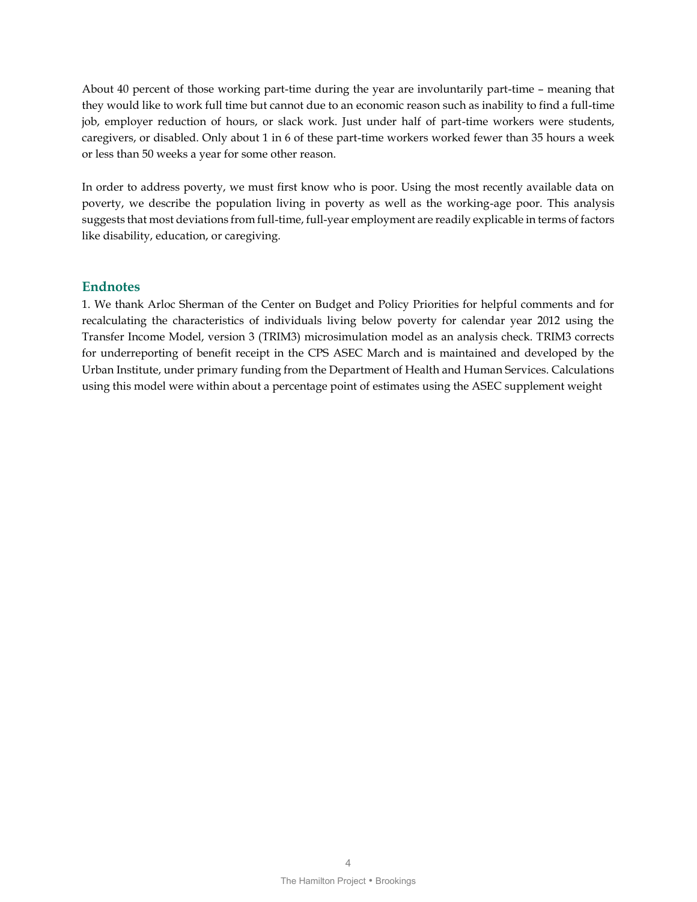About 40 percent of those working part-time during the year are involuntarily part-time – meaning that they would like to work full time but cannot due to an economic reason such as inability to find a full-time job, employer reduction of hours, or slack work. Just under half of part-time workers were students, caregivers, or disabled. Only about 1 in 6 of these part-time workers worked fewer than 35 hours a week or less than 50 weeks a year for some other reason.

In order to address poverty, we must first know who is poor. Using the most recently available data on poverty, we describe the population living in poverty as well as the working-age poor. This analysis suggests that most deviations from full-time, full-year employment are readily explicable in terms of factors like disability, education, or caregiving.

## Endnotes

1. We thank Arloc Sherman of the Center on Budget and Policy Priorities for helpful comments and for recalculating the characteristics of individuals living below poverty for calendar year 2012 using the Transfer Income Model, version 3 (TRIM3) microsimulation model as an analysis check. TRIM3 corrects for underreporting of benefit receipt in the CPS ASEC March and is maintained and developed by the Urban Institute, under primary funding from the Department of Health and Human Services. Calculations using this model were within about a percentage point of estimates using the ASEC supplement weight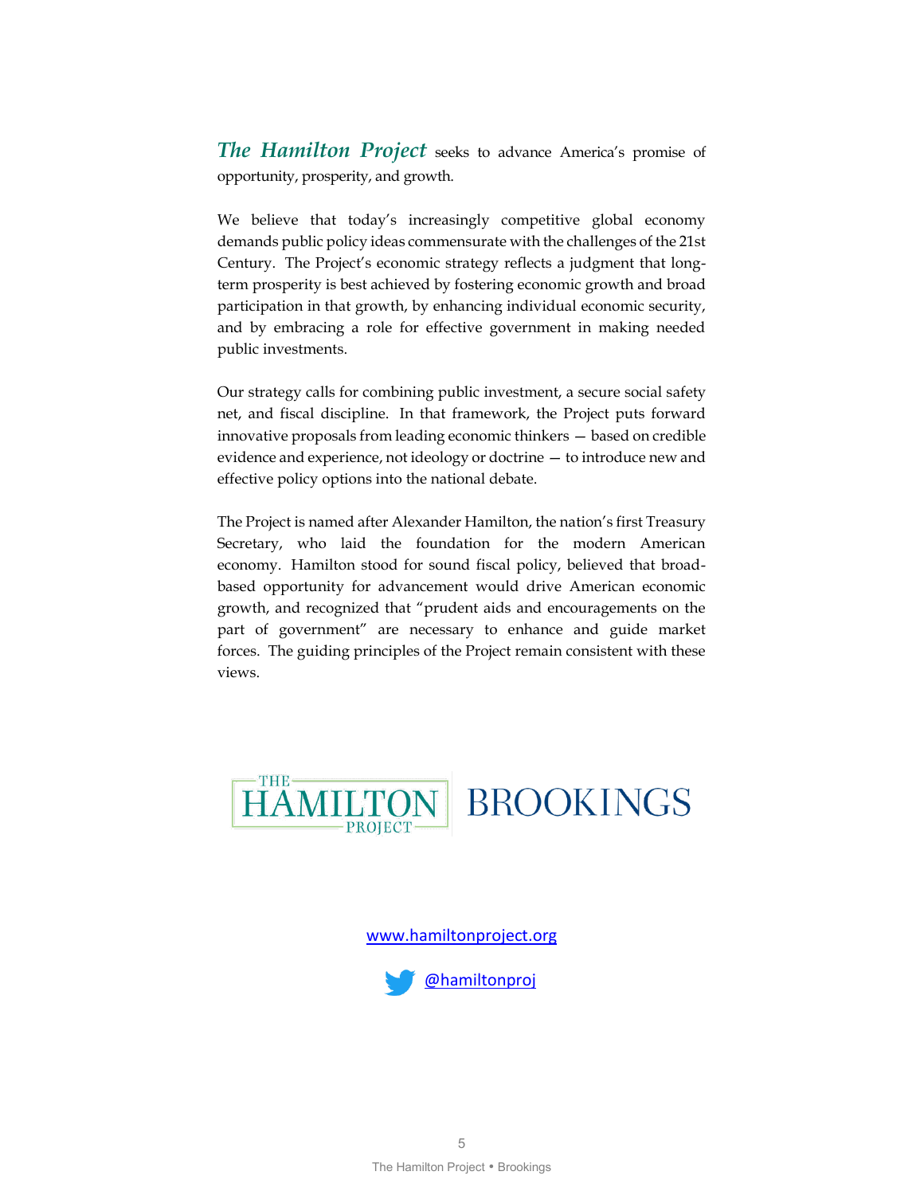***The Hamilton Project*** seeks to advance America's promise of opportunity, prosperity, and growth.

We believe that today's increasingly competitive global economy demands public policy ideas commensurate with the challenges of the 21st Century. The Project's economic strategy reflects a judgment that long-term prosperity is best achieved by fostering economic growth and broad participation in that growth, by enhancing individual economic security, and by embracing a role for effective government in making needed public investments.

Our strategy calls for combining public investment, a secure social safety net, and fiscal discipline. In that framework, the Project puts forward innovative proposals from leading economic thinkers — based on credible evidence and experience, not ideology or doctrine — to introduce new and effective policy options into the national debate.

The Project is named after Alexander Hamilton, the nation's first Treasury Secretary, who laid the foundation for the modern American economy. Hamilton stood for sound fiscal policy, believed that broad-based opportunity for advancement would drive American economic growth, and recognized that "prudent aids and encouragements on the part of government" are necessary to enhance and guide market forces. The guiding principles of the Project remain consistent with these views.

THE HAMILTON PROJECT

BROOKINGS

www.hamiltonproject.org

@hamiltonproj